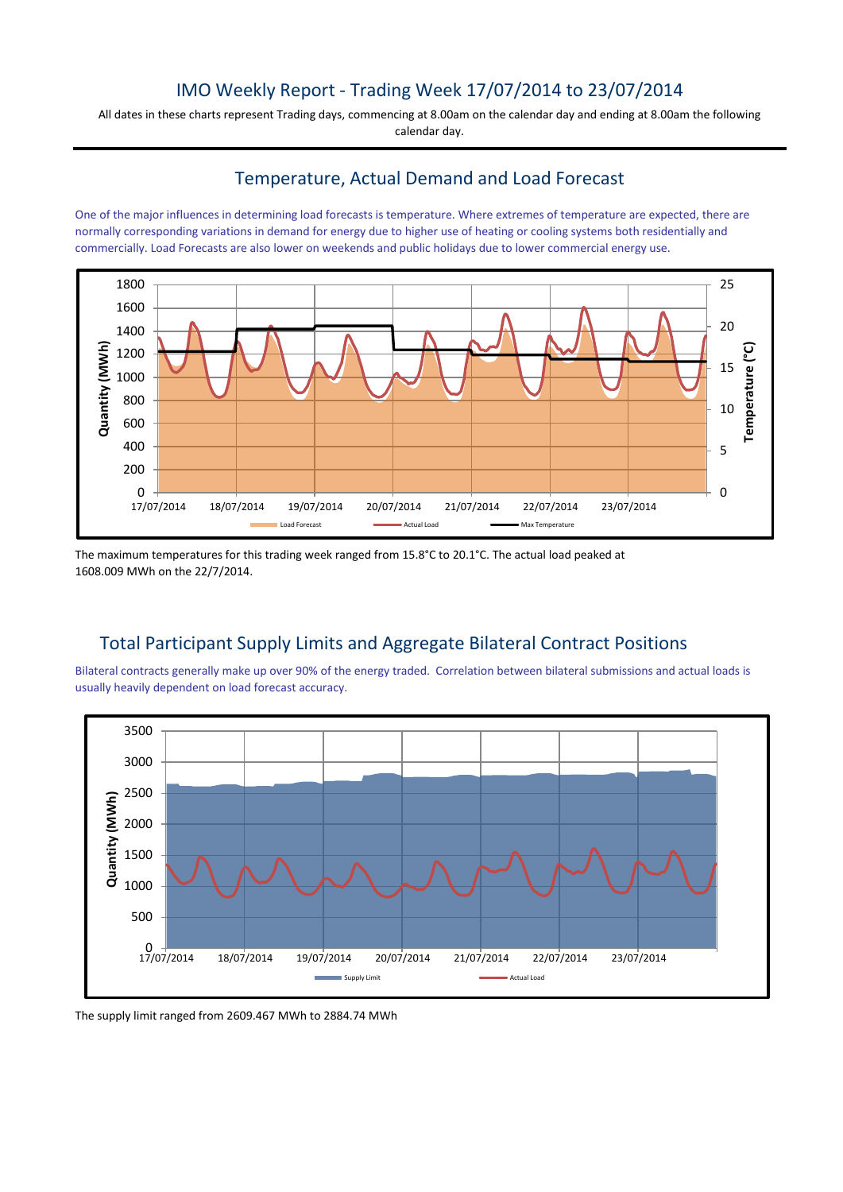# IMO Weekly Report - Trading Week 17/07/2014 to 23/07/2014

All dates in these charts represent Trading days, commencing at 8.00am on the calendar day and ending at 8.00am the following calendar day.

## Temperature, Actual Demand and Load Forecast

One of the major influences in determining load forecasts is temperature. Where extremes of temperature are expected, there are normally corresponding variations in demand for energy due to higher use of heating or cooling systems both residentially and commercially. Load Forecasts are also lower on weekends and public holidays due to lower commercial energy use.

The maximum temperatures for this trading week ranged from 15.8°C to 20.1°C. The actual load peaked at 1608.009 MWh on the 22/7/2014.

## Total Participant Supply Limits and Aggregate Bilateral Contract Positions

Bilateral contracts generally make up over 90% of the energy traded. Correlation between bilateral submissions and actual loads is usually heavily dependent on load forecast accuracy.

The supply limit ranged from 2609.467 MWh to 2884.74 MWh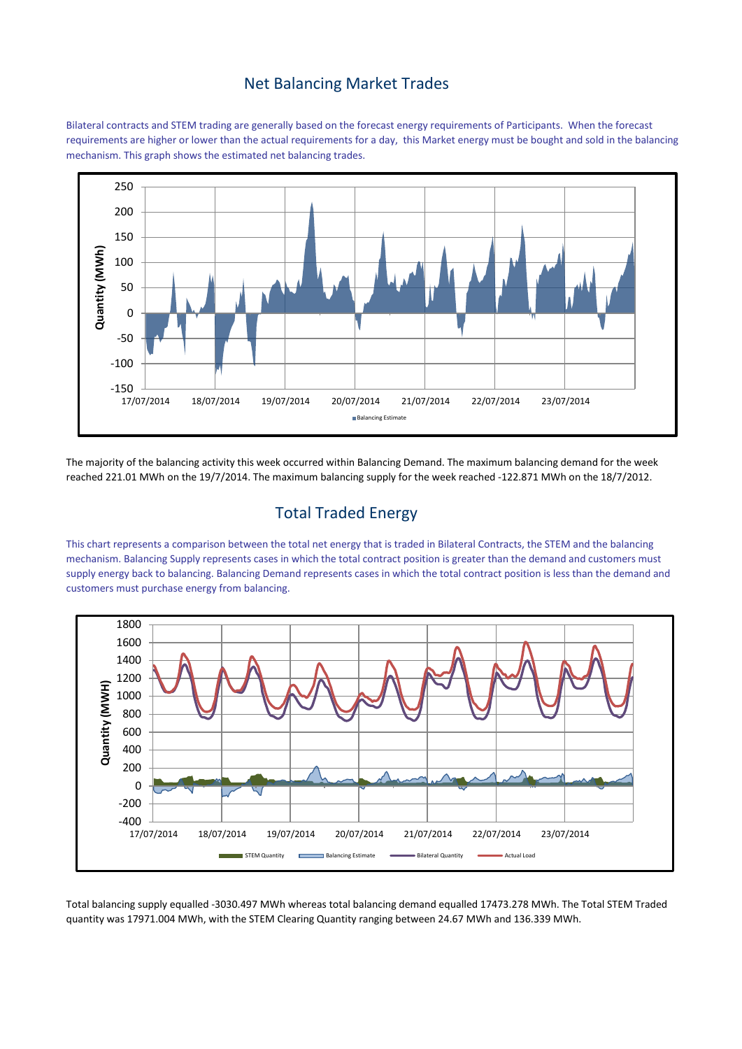## Net Balancing Market Trades

Bilateral contracts and STEM trading are generally based on the forecast energy requirements of Participants. When the forecast requirements are higher or lower than the actual requirements for a day, this Market energy must be bought and sold in the balancing mechanism. This graph shows the estimated net balancing trades.

The majority of the balancing activity this week occurred within Balancing Demand. The maximum balancing demand for the week reached 221.01 MWh on the 19/7/2014. The maximum balancing supply for the week reached -122.871 MWh on the 18/7/2012.

## Total Traded Energy

This chart represents a comparison between the total net energy that is traded in Bilateral Contracts, the STEM and the balancing mechanism. Balancing Supply represents cases in which the total contract position is greater than the demand and customers must supply energy back to balancing. Balancing Demand represents cases in which the total contract position is less than the demand and customers must purchase energy from balancing.

Total balancing supply equalled -3030.497 MWh whereas total balancing demand equalled 17473.278 MWh. The Total STEM Traded quantity was 17971.004 MWh, with the STEM Clearing Quantity ranging between 24.67 MWh and 136.339 MWh.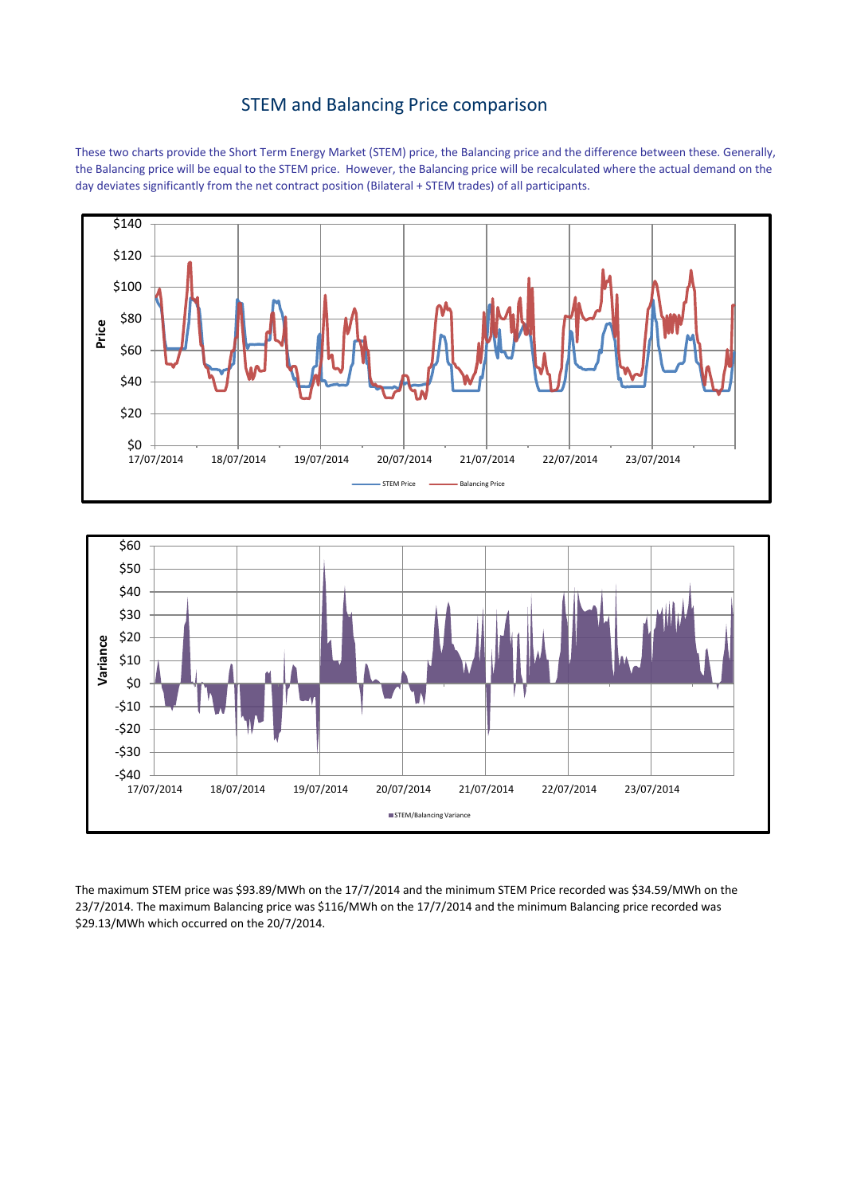# STEM and Balancing Price comparison

These two charts provide the Short Term Energy Market (STEM) price, the Balancing price and the difference between these. Generally, the Balancing price will be equal to the STEM price. However, the Balancing price will be recalculated where the actual demand on the day deviates significantly from the net contract position (Bilateral + STEM trades) of all participants.

Price

$140
$120
$100
$80
$60
$40
$20
$0

17/07/2014 18/07/2014 19/07/2014 20/07/2014 21/07/2014 22/07/2014 23/07/2014

STEM Price Balancing Price

Variance

$60
$50
$40
$30
$20
$10
$0
-$10
-$20
-$30
-$40

17/07/2014 18/07/2014 19/07/2014 20/07/2014 21/07/2014 22/07/2014 23/07/2014

STEM/Balancing Variance

The maximum STEM price was $93.89/MWh on the 17/7/2014 and the minimum STEM Price recorded was $34.59/MWh on the 23/7/2014. The maximum Balancing price was $116/MWh on the 17/7/2014 and the minimum Balancing price recorded was $29.13/MWh which occurred on the 20/7/2014.